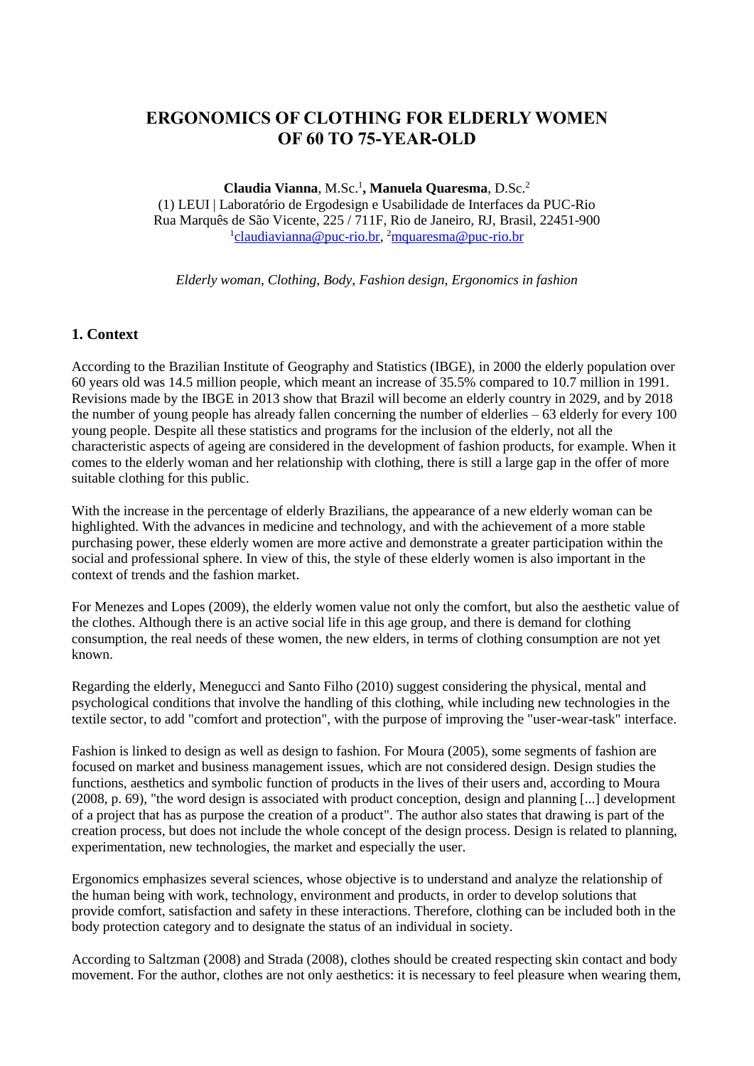# ERGONOMICS OF CLOTHING FOR ELDERLY WOMEN OF 60 TO 75-YEAR-OLD

**Claudia Vianna**, M.Sc.[1]**, Manuela Quaresma**, D.Sc.[2]
(1) LEUI | Laboratório de Ergodesign e Usabilidade de Interfaces da PUC-Rio
Rua Marquês de São Vicente, 225 / 711F, Rio de Janeiro, RJ, Brasil, 22451-900
[1]claudiavianna@puc-rio.br, [2]mquaresma@puc-rio.br

*Elderly woman, Clothing, Body, Fashion design, Ergonomics in fashion*

## 1. Context

According to the Brazilian Institute of Geography and Statistics (IBGE), in 2000 the elderly population over 60 years old was 14.5 million people, which meant an increase of 35.5% compared to 10.7 million in 1991. Revisions made by the IBGE in 2013 show that Brazil will become an elderly country in 2029, and by 2018 the number of young people has already fallen concerning the number of elderlies – 63 elderly for every 100 young people. Despite all these statistics and programs for the inclusion of the elderly, not all the characteristic aspects of ageing are considered in the development of fashion products, for example. When it comes to the elderly woman and her relationship with clothing, there is still a large gap in the offer of more suitable clothing for this public.

With the increase in the percentage of elderly Brazilians, the appearance of a new elderly woman can be highlighted. With the advances in medicine and technology, and with the achievement of a more stable purchasing power, these elderly women are more active and demonstrate a greater participation within the social and professional sphere. In view of this, the style of these elderly women is also important in the context of trends and the fashion market.

For Menezes and Lopes (2009), the elderly women value not only the comfort, but also the aesthetic value of the clothes. Although there is an active social life in this age group, and there is demand for clothing consumption, the real needs of these women, the new elders, in terms of clothing consumption are not yet known.

Regarding the elderly, Menegucci and Santo Filho (2010) suggest considering the physical, mental and psychological conditions that involve the handling of this clothing, while including new technologies in the textile sector, to add "comfort and protection", with the purpose of improving the "user-wear-task" interface.

Fashion is linked to design as well as design to fashion. For Moura (2005), some segments of fashion are focused on market and business management issues, which are not considered design. Design studies the functions, aesthetics and symbolic function of products in the lives of their users and, according to Moura (2008, p. 69), "the word design is associated with product conception, design and planning [...] development of a project that has as purpose the creation of a product". The author also states that drawing is part of the creation process, but does not include the whole concept of the design process. Design is related to planning, experimentation, new technologies, the market and especially the user.

Ergonomics emphasizes several sciences, whose objective is to understand and analyze the relationship of the human being with work, technology, environment and products, in order to develop solutions that provide comfort, satisfaction and safety in these interactions. Therefore, clothing can be included both in the body protection category and to designate the status of an individual in society.

According to Saltzman (2008) and Strada (2008), clothes should be created respecting skin contact and body movement. For the author, clothes are not only aesthetics: it is necessary to feel pleasure when wearing them,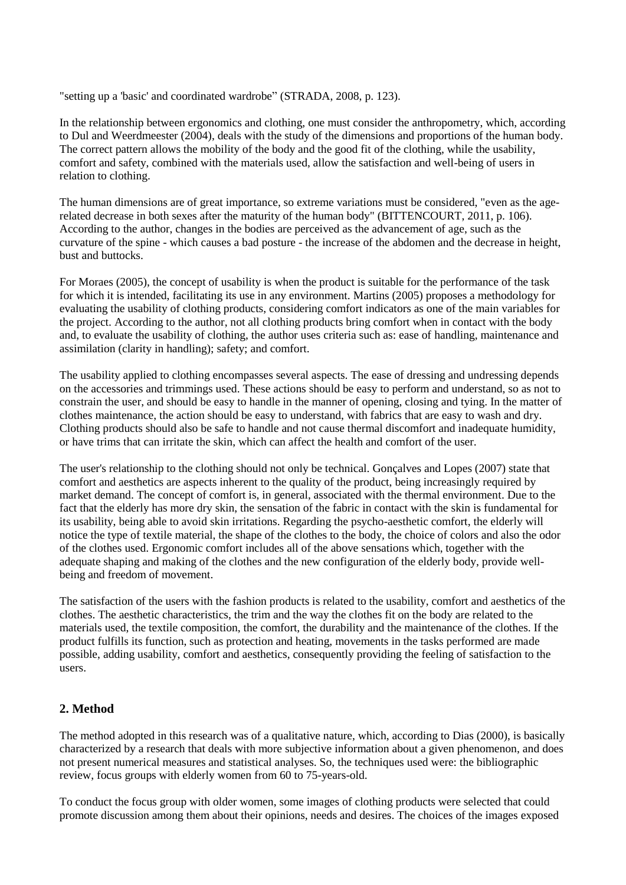"setting up a 'basic' and coordinated wardrobe" (STRADA, 2008, p. 123).

In the relationship between ergonomics and clothing, one must consider the anthropometry, which, according to Dul and Weerdmeester (2004), deals with the study of the dimensions and proportions of the human body. The correct pattern allows the mobility of the body and the good fit of the clothing, while the usability, comfort and safety, combined with the materials used, allow the satisfaction and well-being of users in relation to clothing.

The human dimensions are of great importance, so extreme variations must be considered, "even as the age-related decrease in both sexes after the maturity of the human body" (BITTENCOURT, 2011, p. 106). According to the author, changes in the bodies are perceived as the advancement of age, such as the curvature of the spine - which causes a bad posture - the increase of the abdomen and the decrease in height, bust and buttocks.

For Moraes (2005), the concept of usability is when the product is suitable for the performance of the task for which it is intended, facilitating its use in any environment. Martins (2005) proposes a methodology for evaluating the usability of clothing products, considering comfort indicators as one of the main variables for the project. According to the author, not all clothing products bring comfort when in contact with the body and, to evaluate the usability of clothing, the author uses criteria such as: ease of handling, maintenance and assimilation (clarity in handling); safety; and comfort.

The usability applied to clothing encompasses several aspects. The ease of dressing and undressing depends on the accessories and trimmings used. These actions should be easy to perform and understand, so as not to constrain the user, and should be easy to handle in the manner of opening, closing and tying. In the matter of clothes maintenance, the action should be easy to understand, with fabrics that are easy to wash and dry. Clothing products should also be safe to handle and not cause thermal discomfort and inadequate humidity, or have trims that can irritate the skin, which can affect the health and comfort of the user.

The user's relationship to the clothing should not only be technical. Gonçalves and Lopes (2007) state that comfort and aesthetics are aspects inherent to the quality of the product, being increasingly required by market demand. The concept of comfort is, in general, associated with the thermal environment. Due to the fact that the elderly has more dry skin, the sensation of the fabric in contact with the skin is fundamental for its usability, being able to avoid skin irritations. Regarding the psycho-aesthetic comfort, the elderly will notice the type of textile material, the shape of the clothes to the body, the choice of colors and also the odor of the clothes used. Ergonomic comfort includes all of the above sensations which, together with the adequate shaping and making of the clothes and the new configuration of the elderly body, provide well-being and freedom of movement.

The satisfaction of the users with the fashion products is related to the usability, comfort and aesthetics of the clothes. The aesthetic characteristics, the trim and the way the clothes fit on the body are related to the materials used, the textile composition, the comfort, the durability and the maintenance of the clothes. If the product fulfills its function, such as protection and heating, movements in the tasks performed are made possible, adding usability, comfort and aesthetics, consequently providing the feeling of satisfaction to the users.

## 2. Method

The method adopted in this research was of a qualitative nature, which, according to Dias (2000), is basically characterized by a research that deals with more subjective information about a given phenomenon, and does not present numerical measures and statistical analyses. So, the techniques used were: the bibliographic review, focus groups with elderly women from 60 to 75-years-old.

To conduct the focus group with older women, some images of clothing products were selected that could promote discussion among them about their opinions, needs and desires. The choices of the images exposed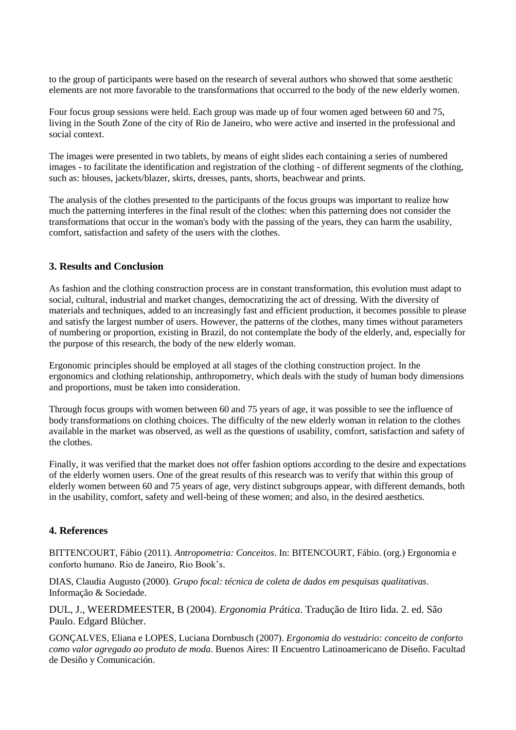to the group of participants were based on the research of several authors who showed that some aesthetic elements are not more favorable to the transformations that occurred to the body of the new elderly women.

Four focus group sessions were held. Each group was made up of four women aged between 60 and 75, living in the South Zone of the city of Rio de Janeiro, who were active and inserted in the professional and social context.

The images were presented in two tablets, by means of eight slides each containing a series of numbered images - to facilitate the identification and registration of the clothing - of different segments of the clothing, such as: blouses, jackets/blazer, skirts, dresses, pants, shorts, beachwear and prints.

The analysis of the clothes presented to the participants of the focus groups was important to realize how much the patterning interferes in the final result of the clothes: when this patterning does not consider the transformations that occur in the woman's body with the passing of the years, they can harm the usability, comfort, satisfaction and safety of the users with the clothes.

## 3. Results and Conclusion

As fashion and the clothing construction process are in constant transformation, this evolution must adapt to social, cultural, industrial and market changes, democratizing the act of dressing. With the diversity of materials and techniques, added to an increasingly fast and efficient production, it becomes possible to please and satisfy the largest number of users. However, the patterns of the clothes, many times without parameters of numbering or proportion, existing in Brazil, do not contemplate the body of the elderly, and, especially for the purpose of this research, the body of the new elderly woman.

Ergonomic principles should be employed at all stages of the clothing construction project. In the ergonomics and clothing relationship, anthropometry, which deals with the study of human body dimensions and proportions, must be taken into consideration.

Through focus groups with women between 60 and 75 years of age, it was possible to see the influence of body transformations on clothing choices. The difficulty of the new elderly woman in relation to the clothes available in the market was observed, as well as the questions of usability, comfort, satisfaction and safety of the clothes.

Finally, it was verified that the market does not offer fashion options according to the desire and expectations of the elderly women users. One of the great results of this research was to verify that within this group of elderly women between 60 and 75 years of age, very distinct subgroups appear, with different demands, both in the usability, comfort, safety and well-being of these women; and also, in the desired aesthetics.

## 4. References

BITTENCOURT, Fábio (2011). *Antropometria: Conceitos*. In: BITENCOURT, Fábio. (org.) Ergonomia e conforto humano. Rio de Janeiro, Rio Book's.

DIAS, Claudia Augusto (2000). *Grupo focal: técnica de coleta de dados em pesquisas qualitativas*. Informação & Sociedade.

DUL, J., WEERDMEESTER, B (2004). *Ergonomia Prática*. Tradução de Itiro Iida. 2. ed. São Paulo. Edgard Blücher.

GONÇALVES, Eliana e LOPES, Luciana Dornbusch (2007). *Ergonomia do vestuário: conceito de conforto como valor agregado ao produto de moda*. Buenos Aires: II Encuentro Latinoamericano de Diseño. Facultad de Desiño y Comunicación.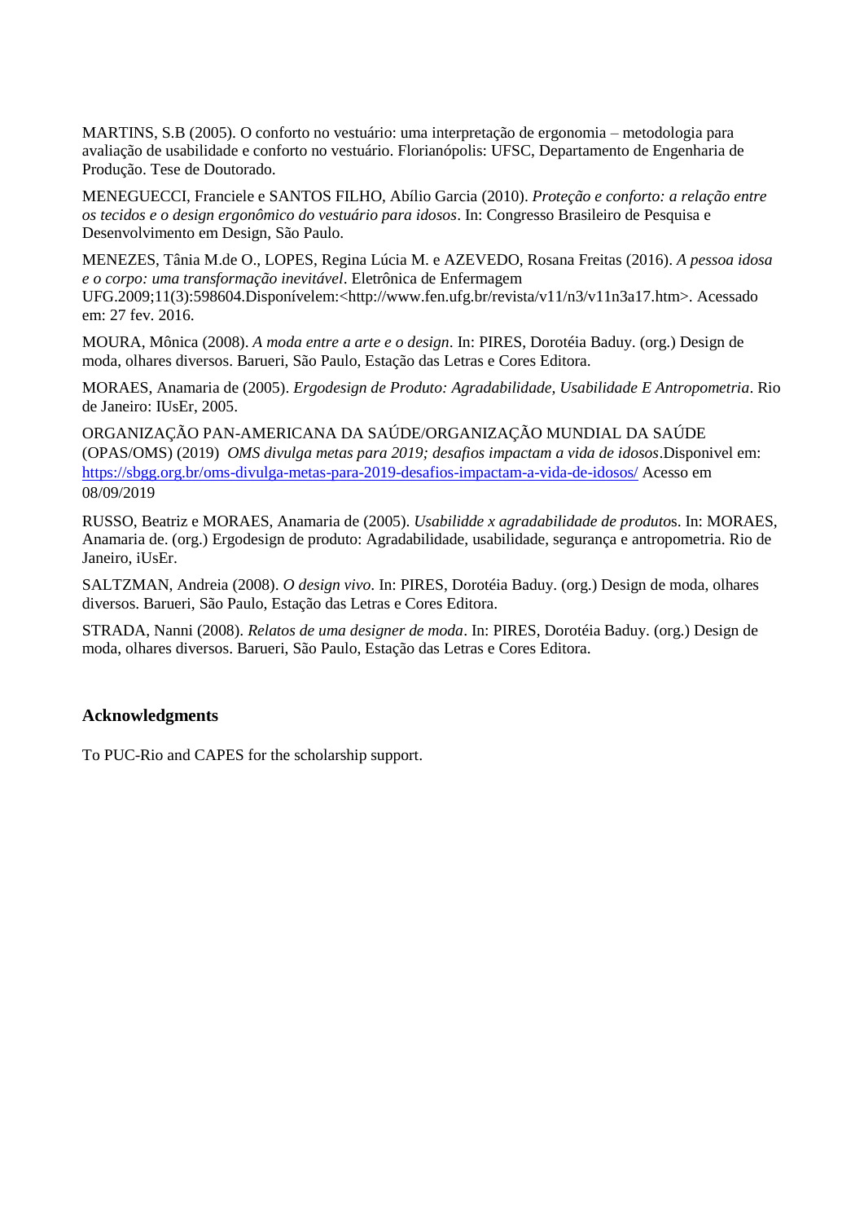MARTINS, S.B (2005). O conforto no vestuário: uma interpretação de ergonomia – metodologia para avaliação de usabilidade e conforto no vestuário. Florianópolis: UFSC, Departamento de Engenharia de Produção. Tese de Doutorado.

MENEGUECCI, Franciele e SANTOS FILHO, Abílio Garcia (2010). *Proteção e conforto: a relação entre os tecidos e o design ergonômico do vestuário para idosos*. In: Congresso Brasileiro de Pesquisa e Desenvolvimento em Design, São Paulo.

MENEZES, Tânia M.de O., LOPES, Regina Lúcia M. e AZEVEDO, Rosana Freitas (2016). *A pessoa idosa e o corpo: uma transformação inevitável*. Eletrônica de Enfermagem UFG.2009;11(3):598604.Disponívelem:<http://www.fen.ufg.br/revista/v11/n3/v11n3a17.htm>. Acessado em: 27 fev. 2016.

MOURA, Mônica (2008). *A moda entre a arte e o design*. In: PIRES, Dorotéia Baduy. (org.) Design de moda, olhares diversos. Barueri, São Paulo, Estação das Letras e Cores Editora.

MORAES, Anamaria de (2005). *Ergodesign de Produto: Agradabilidade, Usabilidade E Antropometria*. Rio de Janeiro: IUsEr, 2005.

ORGANIZAÇÃO PAN-AMERICANA DA SAÚDE/ORGANIZAÇÃO MUNDIAL DA SAÚDE (OPAS/OMS) (2019) *OMS divulga metas para 2019; desafios impactam a vida de idosos*.Disponivel em: https://sbgg.org.br/oms-divulga-metas-para-2019-desafios-impactam-a-vida-de-idosos/ Acesso em 08/09/2019

RUSSO, Beatriz e MORAES, Anamaria de (2005). *Usabilidde x agradabilidade de produto*s. In: MORAES, Anamaria de. (org.) Ergodesign de produto: Agradabilidade, usabilidade, segurança e antropometria. Rio de Janeiro, iUsEr.

SALTZMAN, Andreia (2008). *O design vivo*. In: PIRES, Dorotéia Baduy. (org.) Design de moda, olhares diversos. Barueri, São Paulo, Estação das Letras e Cores Editora.

STRADA, Nanni (2008). *Relatos de uma designer de moda*. In: PIRES, Dorotéia Baduy. (org.) Design de moda, olhares diversos. Barueri, São Paulo, Estação das Letras e Cores Editora.

## Acknowledgments

To PUC-Rio and CAPES for the scholarship support.